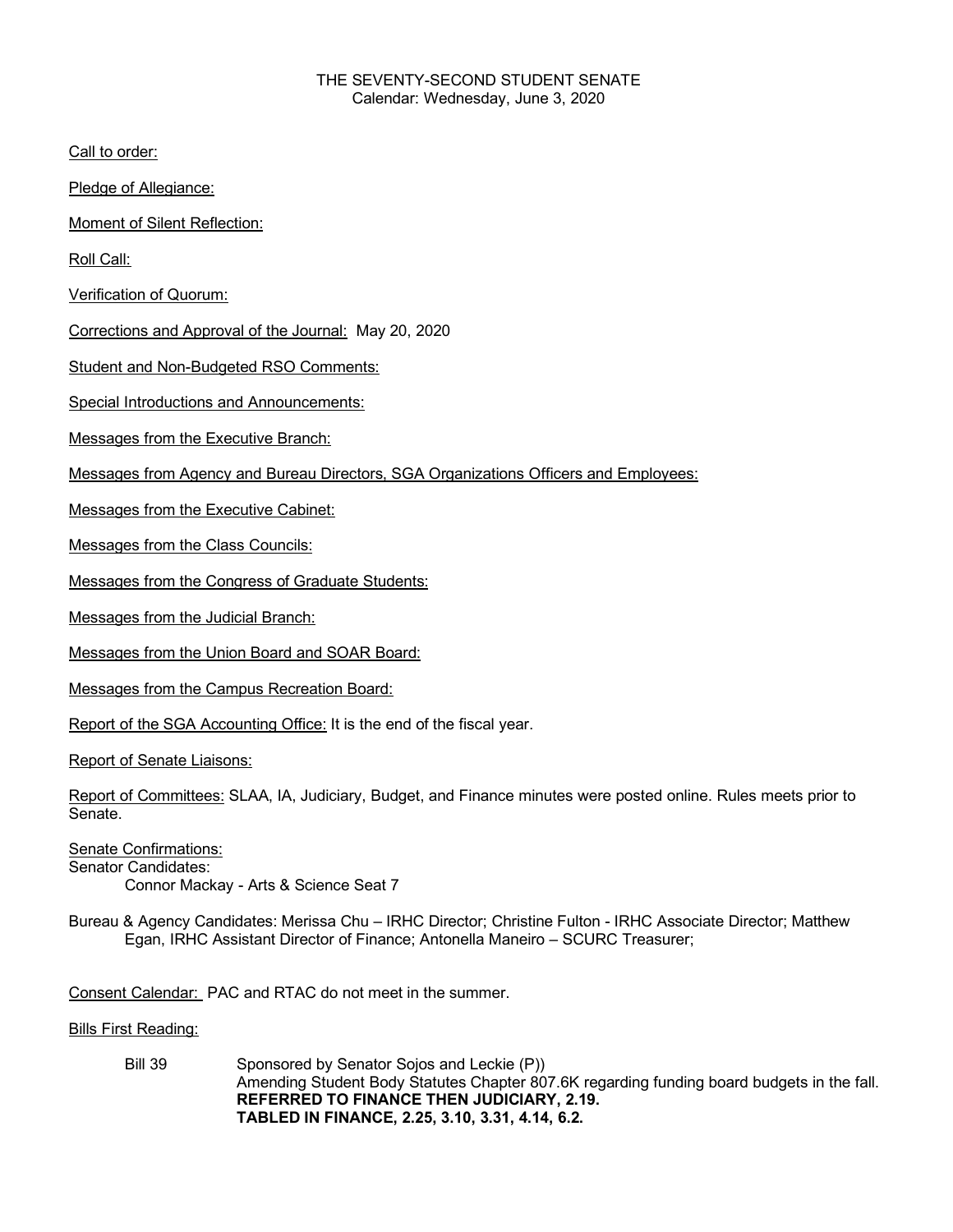THE SEVENTY-SECOND STUDENT SENATE
Calendar: Wednesday, June 3, 2020

Call to order:

Pledge of Allegiance:

Moment of Silent Reflection:

Roll Call:

Verification of Quorum:

Corrections and Approval of the Journal: May 20, 2020

Student and Non-Budgeted RSO Comments:

Special Introductions and Announcements:

Messages from the Executive Branch:

Messages from Agency and Bureau Directors, SGA Organizations Officers and Employees:

Messages from the Executive Cabinet:

Messages from the Class Councils:

Messages from the Congress of Graduate Students:

Messages from the Judicial Branch:

Messages from the Union Board and SOAR Board:

Messages from the Campus Recreation Board:

Report of the SGA Accounting Office: It is the end of the fiscal year.

Report of Senate Liaisons:

Report of Committees: SLAA, IA, Judiciary, Budget, and Finance minutes were posted online. Rules meets prior to Senate.

Senate Confirmations:
Senator Candidates:
Connor Mackay - Arts & Science Seat 7

Bureau & Agency Candidates: Merissa Chu – IRHC Director; Christine Fulton - IRHC Associate Director; Matthew Egan, IRHC Assistant Director of Finance; Antonella Maneiro – SCURC Treasurer;

Consent Calendar: PAC and RTAC do not meet in the summer.

Bills First Reading:

Bill 39 Sponsored by Senator Sojos and Leckie (P))
Amending Student Body Statutes Chapter 807.6K regarding funding board budgets in the fall.
**REFERRED TO FINANCE THEN JUDICIARY, 2.19.**
**TABLED IN FINANCE, 2.25, 3.10, 3.31, 4.14, 6.2.**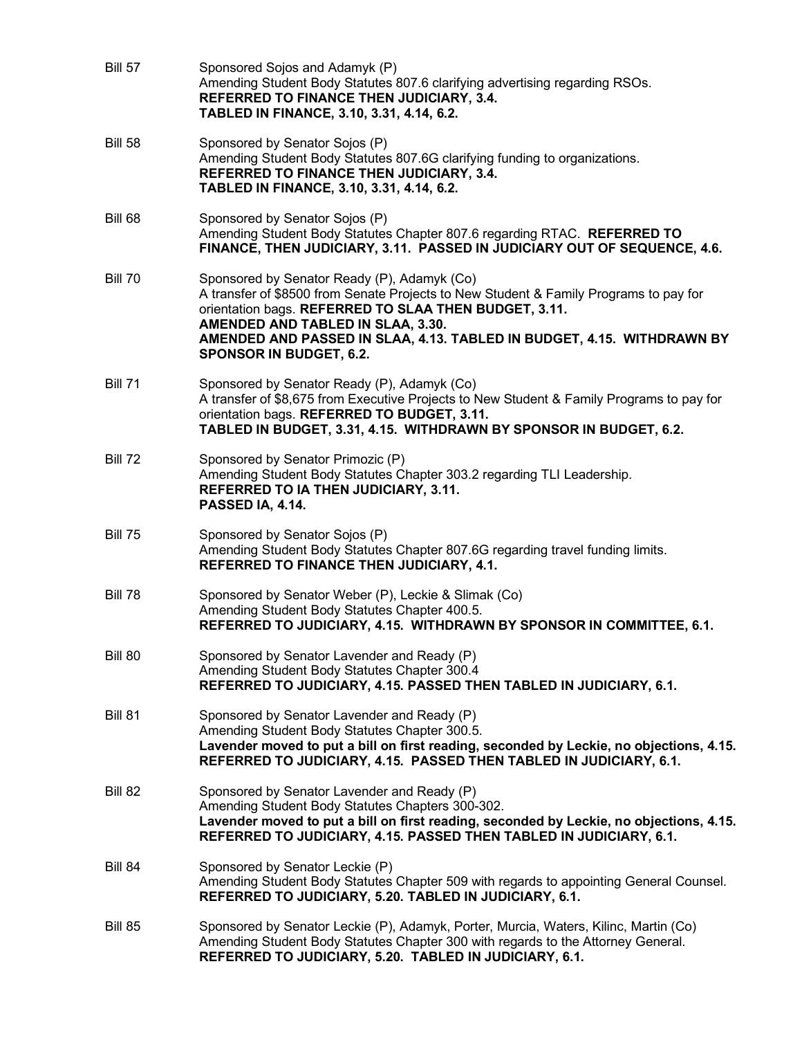Bill 57 Sponsored Sojos and Adamyk (P)
Amending Student Body Statutes 807.6 clarifying advertising regarding RSOs.
**REFERRED TO FINANCE THEN JUDICIARY, 3.4.**
**TABLED IN FINANCE, 3.10, 3.31, 4.14, 6.2.**

Bill 58 Sponsored by Senator Sojos (P)
Amending Student Body Statutes 807.6G clarifying funding to organizations.
**REFERRED TO FINANCE THEN JUDICIARY, 3.4.**
**TABLED IN FINANCE, 3.10, 3.31, 4.14, 6.2.**

Bill 68 Sponsored by Senator Sojos (P)
Amending Student Body Statutes Chapter 807.6 regarding RTAC. **REFERRED TO FINANCE, THEN JUDICIARY, 3.11. PASSED IN JUDICIARY OUT OF SEQUENCE, 4.6.**

Bill 70 Sponsored by Senator Ready (P), Adamyk (Co)
A transfer of $8500 from Senate Projects to New Student & Family Programs to pay for orientation bags. **REFERRED TO SLAA THEN BUDGET, 3.11.**
**AMENDED AND TABLED IN SLAA, 3.30.**
**AMENDED AND PASSED IN SLAA, 4.13. TABLED IN BUDGET, 4.15. WITHDRAWN BY SPONSOR IN BUDGET, 6.2.**

Bill 71 Sponsored by Senator Ready (P), Adamyk (Co)
A transfer of $8,675 from Executive Projects to New Student & Family Programs to pay for orientation bags. **REFERRED TO BUDGET, 3.11.**
**TABLED IN BUDGET, 3.31, 4.15. WITHDRAWN BY SPONSOR IN BUDGET, 6.2.**

Bill 72 Sponsored by Senator Primozic (P)
Amending Student Body Statutes Chapter 303.2 regarding TLI Leadership.
**REFERRED TO IA THEN JUDICIARY, 3.11.**
**PASSED IA, 4.14.**

Bill 75 Sponsored by Senator Sojos (P)
Amending Student Body Statutes Chapter 807.6G regarding travel funding limits.
**REFERRED TO FINANCE THEN JUDICIARY, 4.1.**

Bill 78 Sponsored by Senator Weber (P), Leckie & Slimak (Co)
Amending Student Body Statutes Chapter 400.5.
**REFERRED TO JUDICIARY, 4.15. WITHDRAWN BY SPONSOR IN COMMITTEE, 6.1.**

Bill 80 Sponsored by Senator Lavender and Ready (P)
Amending Student Body Statutes Chapter 300.4
**REFERRED TO JUDICIARY, 4.15. PASSED THEN TABLED IN JUDICIARY, 6.1.**

Bill 81 Sponsored by Senator Lavender and Ready (P)
Amending Student Body Statutes Chapter 300.5.
**Lavender moved to put a bill on first reading, seconded by Leckie, no objections, 4.15.**
**REFERRED TO JUDICIARY, 4.15. PASSED THEN TABLED IN JUDICIARY, 6.1.**

Bill 82 Sponsored by Senator Lavender and Ready (P)
Amending Student Body Statutes Chapters 300-302.
**Lavender moved to put a bill on first reading, seconded by Leckie, no objections, 4.15.**
**REFERRED TO JUDICIARY, 4.15. PASSED THEN TABLED IN JUDICIARY, 6.1.**

Bill 84 Sponsored by Senator Leckie (P)
Amending Student Body Statutes Chapter 509 with regards to appointing General Counsel.
**REFERRED TO JUDICIARY, 5.20. TABLED IN JUDICIARY, 6.1.**

Bill 85 Sponsored by Senator Leckie (P), Adamyk, Porter, Murcia, Waters, Kilinc, Martin (Co)
Amending Student Body Statutes Chapter 300 with regards to the Attorney General.
**REFERRED TO JUDICIARY, 5.20. TABLED IN JUDICIARY, 6.1.**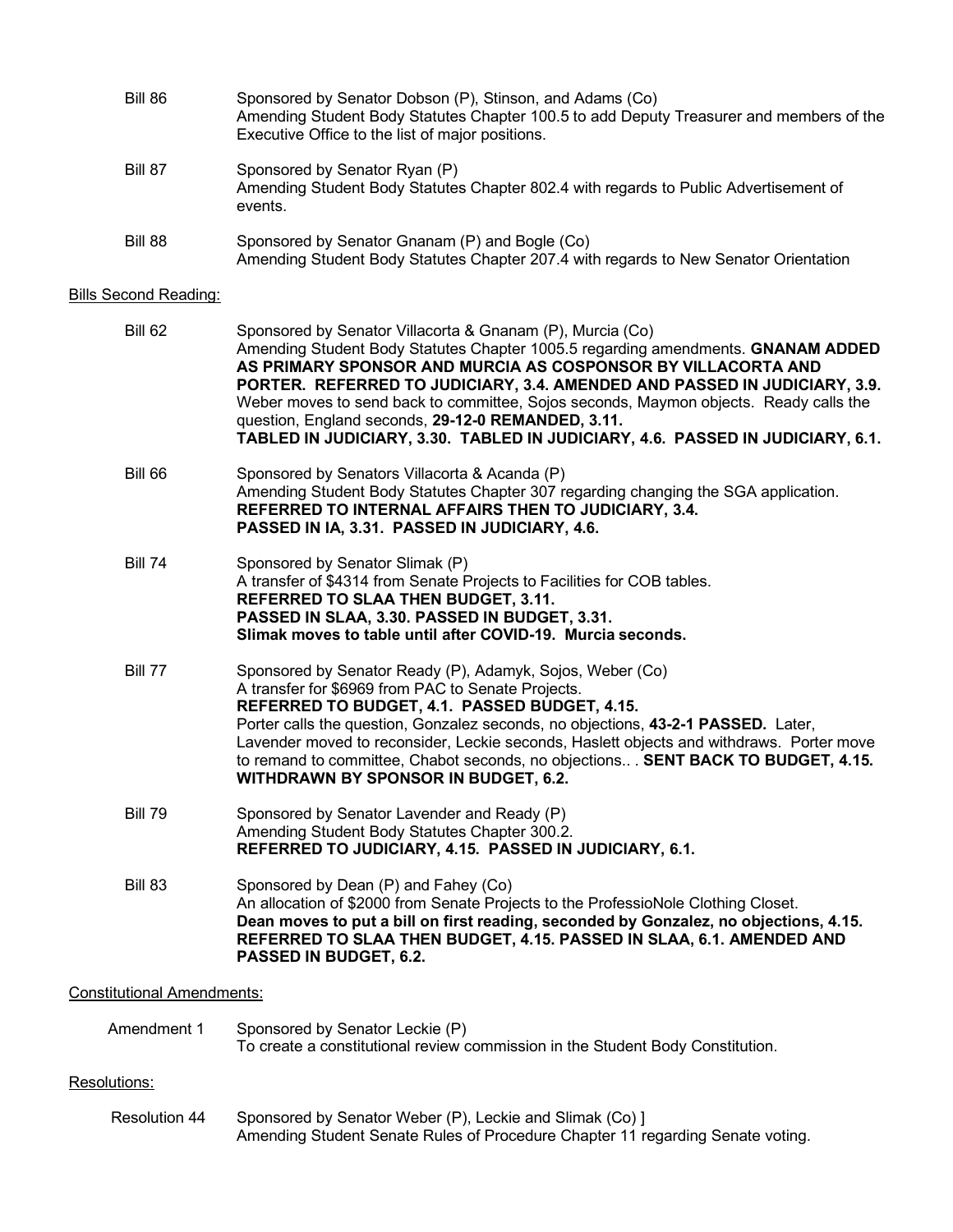Bill 86 Sponsored by Senator Dobson (P), Stinson, and Adams (Co)
Amending Student Body Statutes Chapter 100.5 to add Deputy Treasurer and members of the Executive Office to the list of major positions.

Bill 87 Sponsored by Senator Ryan (P)
Amending Student Body Statutes Chapter 802.4 with regards to Public Advertisement of events.

Bill 88 Sponsored by Senator Gnanam (P) and Bogle (Co)
Amending Student Body Statutes Chapter 207.4 with regards to New Senator Orientation

Bills Second Reading:

Bill 62 Sponsored by Senator Villacorta & Gnanam (P), Murcia (Co)
Amending Student Body Statutes Chapter 1005.5 regarding amendments. **GNANAM ADDED AS PRIMARY SPONSOR AND MURCIA AS COSPONSOR BY VILLACORTA AND PORTER. REFERRED TO JUDICIARY, 3.4. AMENDED AND PASSED IN JUDICIARY, 3.9.**
Weber moves to send back to committee, Sojos seconds, Maymon objects. Ready calls the question, England seconds, **29-12-0 REMANDED, 3.11.**
**TABLED IN JUDICIARY, 3.30. TABLED IN JUDICIARY, 4.6. PASSED IN JUDICIARY, 6.1.**

Bill 66 Sponsored by Senators Villacorta & Acanda (P)
Amending Student Body Statutes Chapter 307 regarding changing the SGA application.
**REFERRED TO INTERNAL AFFAIRS THEN TO JUDICIARY, 3.4.**
**PASSED IN IA, 3.31. PASSED IN JUDICIARY, 4.6.**

Bill 74 Sponsored by Senator Slimak (P)
A transfer of $4314 from Senate Projects to Facilities for COB tables.
**REFERRED TO SLAA THEN BUDGET, 3.11.**
**PASSED IN SLAA, 3.30. PASSED IN BUDGET, 3.31.**
**Slimak moves to table until after COVID-19. Murcia seconds.**

Bill 77 Sponsored by Senator Ready (P), Adamyk, Sojos, Weber (Co)
A transfer for $6969 from PAC to Senate Projects.
**REFERRED TO BUDGET, 4.1. PASSED BUDGET, 4.15.**
Porter calls the question, Gonzalez seconds, no objections, **43-2-1 PASSED.** Later, Lavender moved to reconsider, Leckie seconds, Haslett objects and withdraws. Porter move to remand to committee, Chabot seconds, no objections.. . **SENT BACK TO BUDGET, 4.15. WITHDRAWN BY SPONSOR IN BUDGET, 6.2.**

Bill 79 Sponsored by Senator Lavender and Ready (P)
Amending Student Body Statutes Chapter 300.2.
**REFERRED TO JUDICIARY, 4.15. PASSED IN JUDICIARY, 6.1.**

Bill 83 Sponsored by Dean (P) and Fahey (Co)
An allocation of $2000 from Senate Projects to the ProfessioNole Clothing Closet.
**Dean moves to put a bill on first reading, seconded by Gonzalez, no objections, 4.15. REFERRED TO SLAA THEN BUDGET, 4.15. PASSED IN SLAA, 6.1. AMENDED AND PASSED IN BUDGET, 6.2.**

Constitutional Amendments:

Amendment 1 Sponsored by Senator Leckie (P)
To create a constitutional review commission in the Student Body Constitution.

Resolutions:

Resolution 44 Sponsored by Senator Weber (P), Leckie and Slimak (Co) ]
Amending Student Senate Rules of Procedure Chapter 11 regarding Senate voting.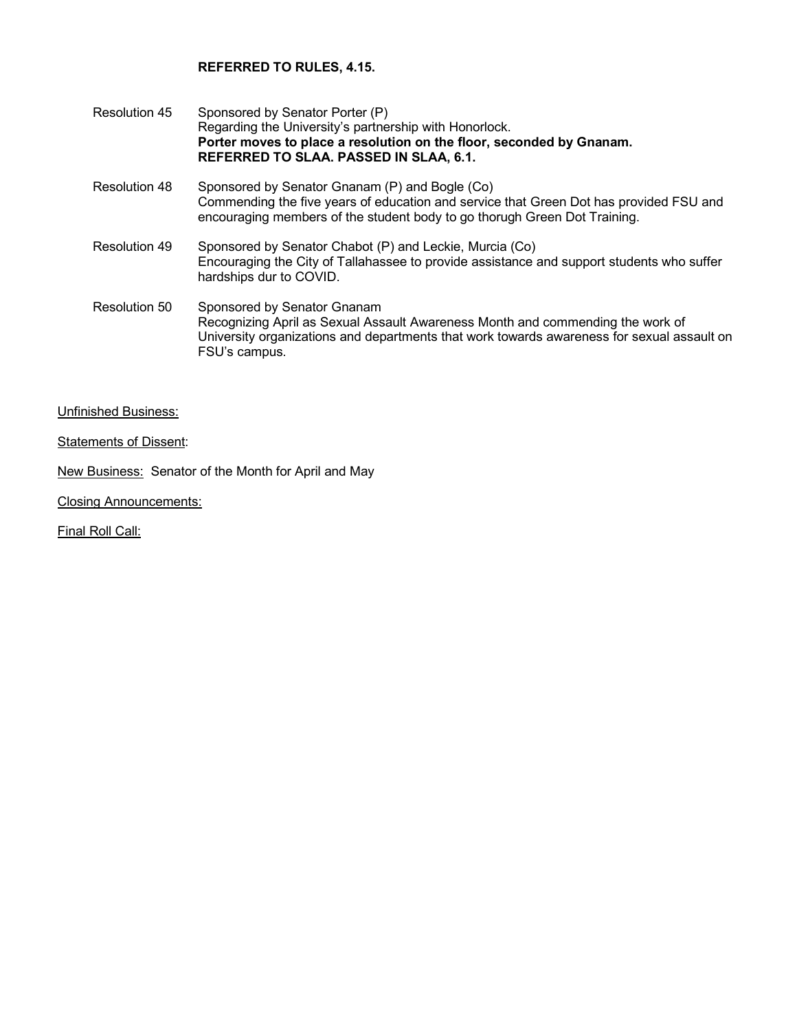**REFERRED TO RULES, 4.15.**

Resolution 45 — Sponsored by Senator Porter (P)
Regarding the University's partnership with Honorlock.
**Porter moves to place a resolution on the floor, seconded by Gnanam.**
**REFERRED TO SLAA. PASSED IN SLAA, 6.1.**

Resolution 48 — Sponsored by Senator Gnanam (P) and Bogle (Co)
Commending the five years of education and service that Green Dot has provided FSU and encouraging members of the student body to go thorugh Green Dot Training.

Resolution 49 — Sponsored by Senator Chabot (P) and Leckie, Murcia (Co)
Encouraging the City of Tallahassee to provide assistance and support students who suffer hardships dur to COVID.

Resolution 50 — Sponsored by Senator Gnanam
Recognizing April as Sexual Assault Awareness Month and commending the work of University organizations and departments that work towards awareness for sexual assault on FSU's campus.

<u>Unfinished Business:</u>

<u>Statements of Dissent</u>:

<u>New Business:</u> Senator of the Month for April and May

<u>Closing Announcements:</u>

<u>Final Roll Call:</u>